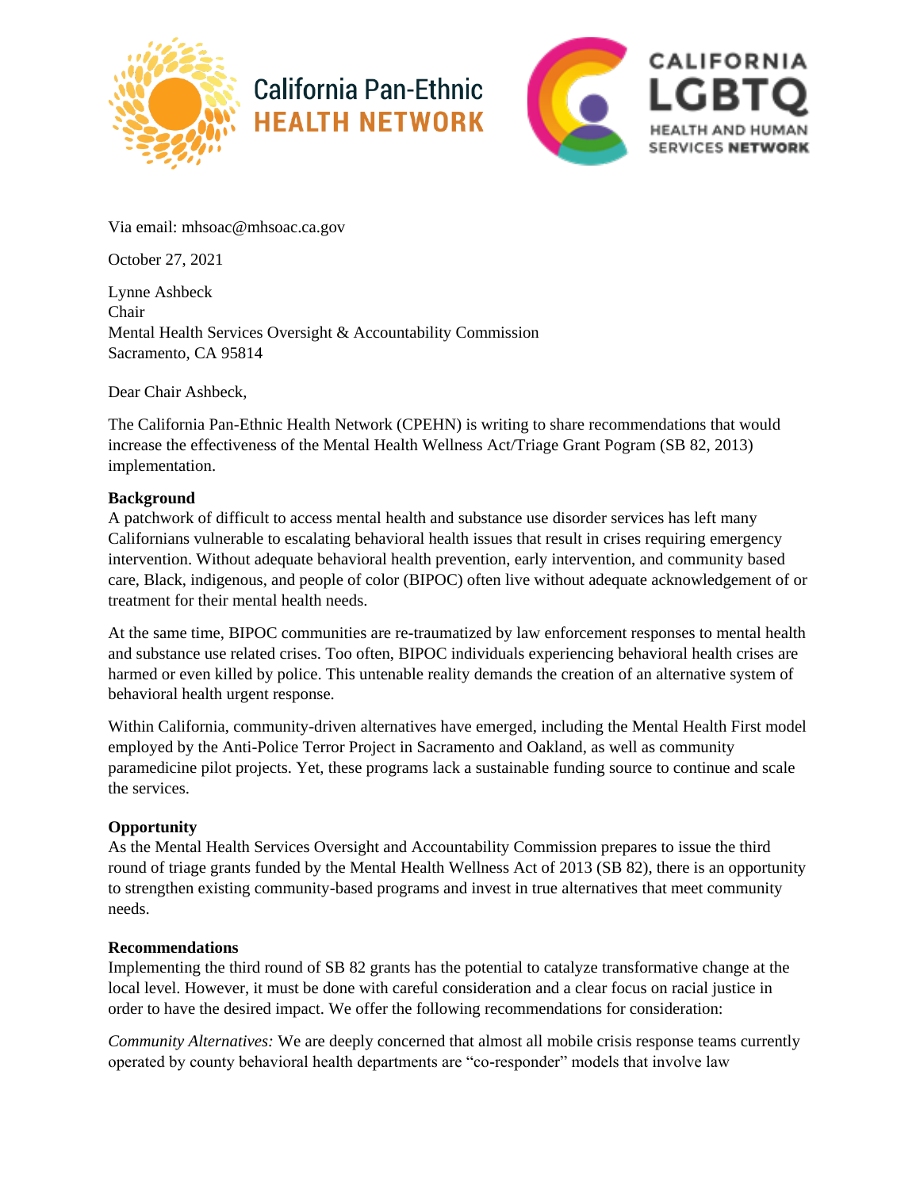California Pan-Ethnic HEALTH NETWORK

CALIFORNIA LGBTQ HEALTH AND HUMAN SERVICES NETWORK

Via email: mhsoac@mhsoac.ca.gov

October 27, 2021

Lynne Ashbeck
Chair
Mental Health Services Oversight & Accountability Commission
Sacramento, CA 95814

Dear Chair Ashbeck,

The California Pan-Ethnic Health Network (CPEHN) is writing to share recommendations that would increase the effectiveness of the Mental Health Wellness Act/Triage Grant Pogram (SB 82, 2013) implementation.

**Background**
A patchwork of difficult to access mental health and substance use disorder services has left many Californians vulnerable to escalating behavioral health issues that result in crises requiring emergency intervention. Without adequate behavioral health prevention, early intervention, and community based care, Black, indigenous, and people of color (BIPOC) often live without adequate acknowledgement of or treatment for their mental health needs.

At the same time, BIPOC communities are re-traumatized by law enforcement responses to mental health and substance use related crises. Too often, BIPOC individuals experiencing behavioral health crises are harmed or even killed by police. This untenable reality demands the creation of an alternative system of behavioral health urgent response.

Within California, community-driven alternatives have emerged, including the Mental Health First model employed by the Anti-Police Terror Project in Sacramento and Oakland, as well as community paramedicine pilot projects. Yet, these programs lack a sustainable funding source to continue and scale the services.

**Opportunity**
As the Mental Health Services Oversight and Accountability Commission prepares to issue the third round of triage grants funded by the Mental Health Wellness Act of 2013 (SB 82), there is an opportunity to strengthen existing community-based programs and invest in true alternatives that meet community needs.

**Recommendations**
Implementing the third round of SB 82 grants has the potential to catalyze transformative change at the local level. However, it must be done with careful consideration and a clear focus on racial justice in order to have the desired impact. We offer the following recommendations for consideration:

*Community Alternatives:* We are deeply concerned that almost all mobile crisis response teams currently operated by county behavioral health departments are "co-responder" models that involve law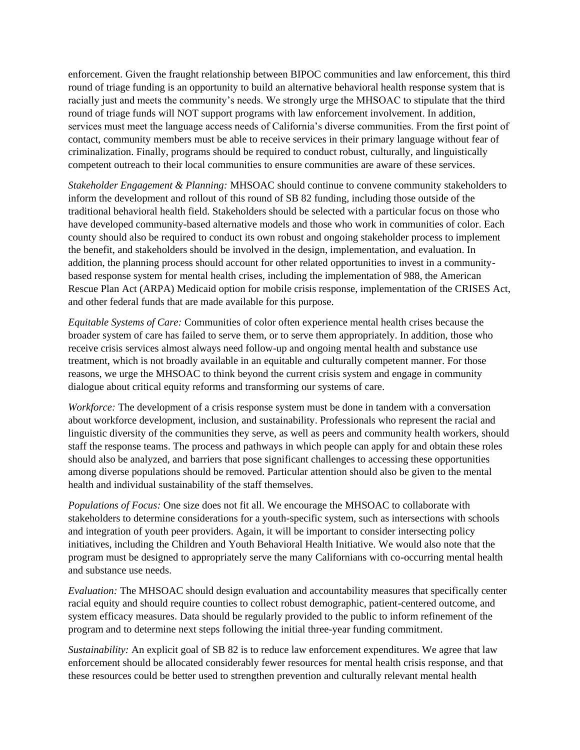enforcement. Given the fraught relationship between BIPOC communities and law enforcement, this third round of triage funding is an opportunity to build an alternative behavioral health response system that is racially just and meets the community's needs. We strongly urge the MHSOAC to stipulate that the third round of triage funds will NOT support programs with law enforcement involvement. In addition, services must meet the language access needs of California's diverse communities. From the first point of contact, community members must be able to receive services in their primary language without fear of criminalization. Finally, programs should be required to conduct robust, culturally, and linguistically competent outreach to their local communities to ensure communities are aware of these services.

*Stakeholder Engagement & Planning:* MHSOAC should continue to convene community stakeholders to inform the development and rollout of this round of SB 82 funding, including those outside of the traditional behavioral health field. Stakeholders should be selected with a particular focus on those who have developed community-based alternative models and those who work in communities of color. Each county should also be required to conduct its own robust and ongoing stakeholder process to implement the benefit, and stakeholders should be involved in the design, implementation, and evaluation. In addition, the planning process should account for other related opportunities to invest in a community-based response system for mental health crises, including the implementation of 988, the American Rescue Plan Act (ARPA) Medicaid option for mobile crisis response, implementation of the CRISES Act, and other federal funds that are made available for this purpose.

*Equitable Systems of Care:* Communities of color often experience mental health crises because the broader system of care has failed to serve them, or to serve them appropriately. In addition, those who receive crisis services almost always need follow-up and ongoing mental health and substance use treatment, which is not broadly available in an equitable and culturally competent manner. For those reasons, we urge the MHSOAC to think beyond the current crisis system and engage in community dialogue about critical equity reforms and transforming our systems of care.

*Workforce:* The development of a crisis response system must be done in tandem with a conversation about workforce development, inclusion, and sustainability. Professionals who represent the racial and linguistic diversity of the communities they serve, as well as peers and community health workers, should staff the response teams. The process and pathways in which people can apply for and obtain these roles should also be analyzed, and barriers that pose significant challenges to accessing these opportunities among diverse populations should be removed. Particular attention should also be given to the mental health and individual sustainability of the staff themselves.

*Populations of Focus:* One size does not fit all. We encourage the MHSOAC to collaborate with stakeholders to determine considerations for a youth-specific system, such as intersections with schools and integration of youth peer providers. Again, it will be important to consider intersecting policy initiatives, including the Children and Youth Behavioral Health Initiative. We would also note that the program must be designed to appropriately serve the many Californians with co-occurring mental health and substance use needs.

*Evaluation:* The MHSOAC should design evaluation and accountability measures that specifically center racial equity and should require counties to collect robust demographic, patient-centered outcome, and system efficacy measures. Data should be regularly provided to the public to inform refinement of the program and to determine next steps following the initial three-year funding commitment.

*Sustainability:* An explicit goal of SB 82 is to reduce law enforcement expenditures. We agree that law enforcement should be allocated considerably fewer resources for mental health crisis response, and that these resources could be better used to strengthen prevention and culturally relevant mental health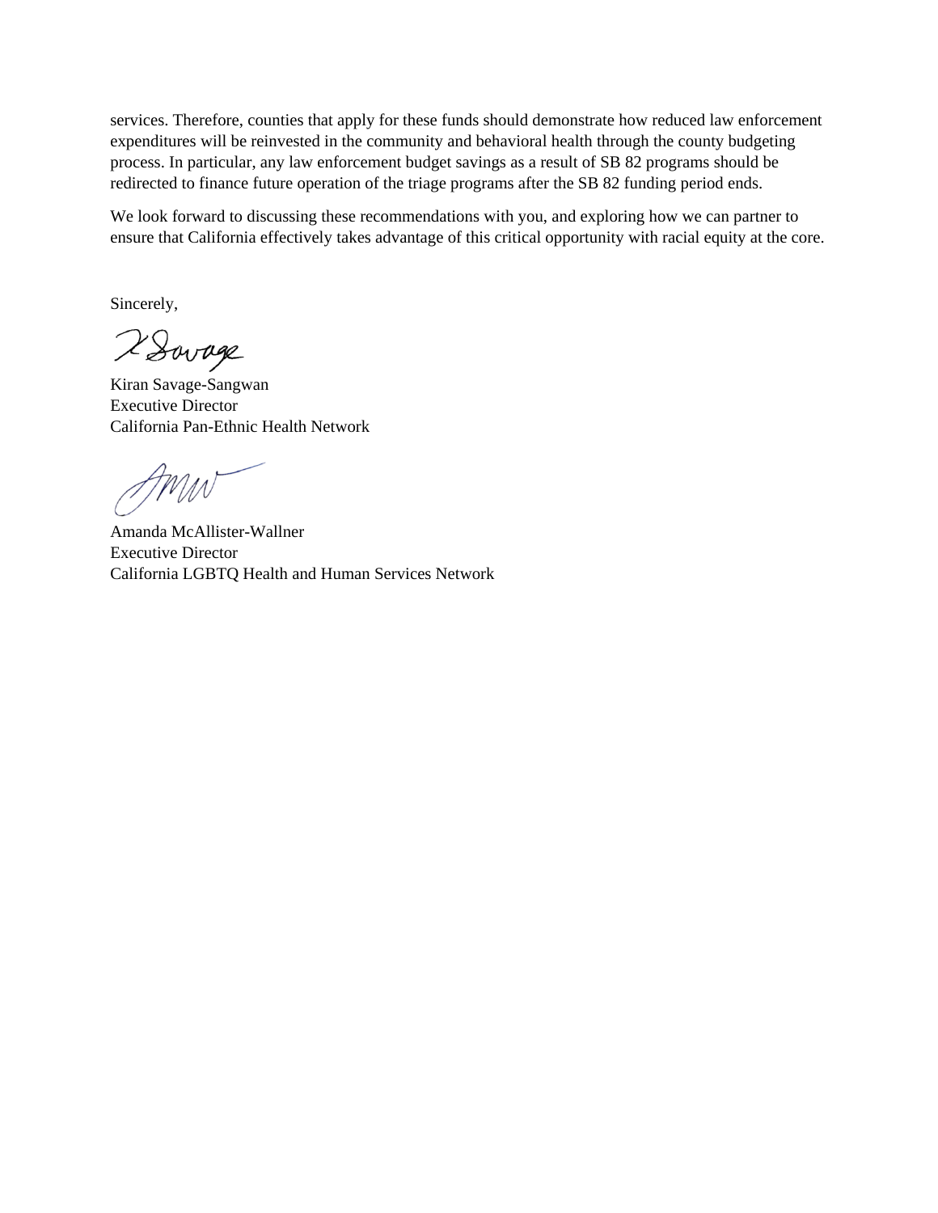services. Therefore, counties that apply for these funds should demonstrate how reduced law enforcement expenditures will be reinvested in the community and behavioral health through the county budgeting process. In particular, any law enforcement budget savings as a result of SB 82 programs should be redirected to finance future operation of the triage programs after the SB 82 funding period ends.

We look forward to discussing these recommendations with you, and exploring how we can partner to ensure that California effectively takes advantage of this critical opportunity with racial equity at the core.

Sincerely,

Kiran Savage-Sangwan  
Executive Director  
California Pan-Ethnic Health Network

Amanda McAllister-Wallner  
Executive Director  
California LGBTQ Health and Human Services Network